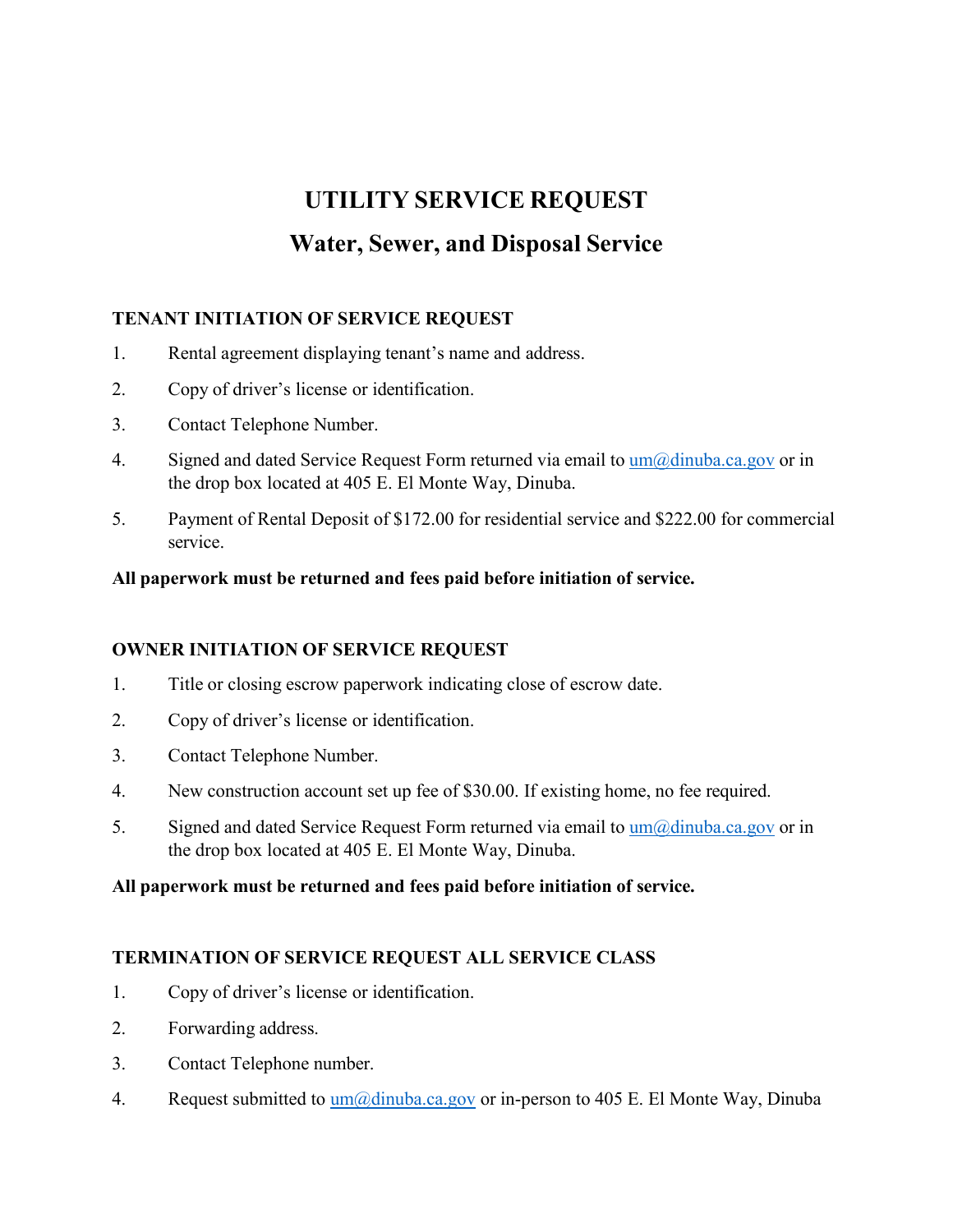# UTILITY SERVICE REQUEST

## Water, Sewer, and Disposal Service

### TENANT INITIATION OF SERVICE REQUEST

1. Rental agreement displaying tenant's name and address.
2. Copy of driver's license or identification.
3. Contact Telephone Number.
4. Signed and dated Service Request Form returned via email to um@dinuba.ca.gov or in the drop box located at 405 E. El Monte Way, Dinuba.
5. Payment of Rental Deposit of $172.00 for residential service and $222.00 for commercial service.

**All paperwork must be returned and fees paid before initiation of service.**

### OWNER INITIATION OF SERVICE REQUEST

1. Title or closing escrow paperwork indicating close of escrow date.
2. Copy of driver's license or identification.
3. Contact Telephone Number.
4. New construction account set up fee of $30.00. If existing home, no fee required.
5. Signed and dated Service Request Form returned via email to um@dinuba.ca.gov or in the drop box located at 405 E. El Monte Way, Dinuba.

**All paperwork must be returned and fees paid before initiation of service.**

### TERMINATION OF SERVICE REQUEST ALL SERVICE CLASS

1. Copy of driver's license or identification.
2. Forwarding address.
3. Contact Telephone number.
4. Request submitted to um@dinuba.ca.gov or in-person to 405 E. El Monte Way, Dinuba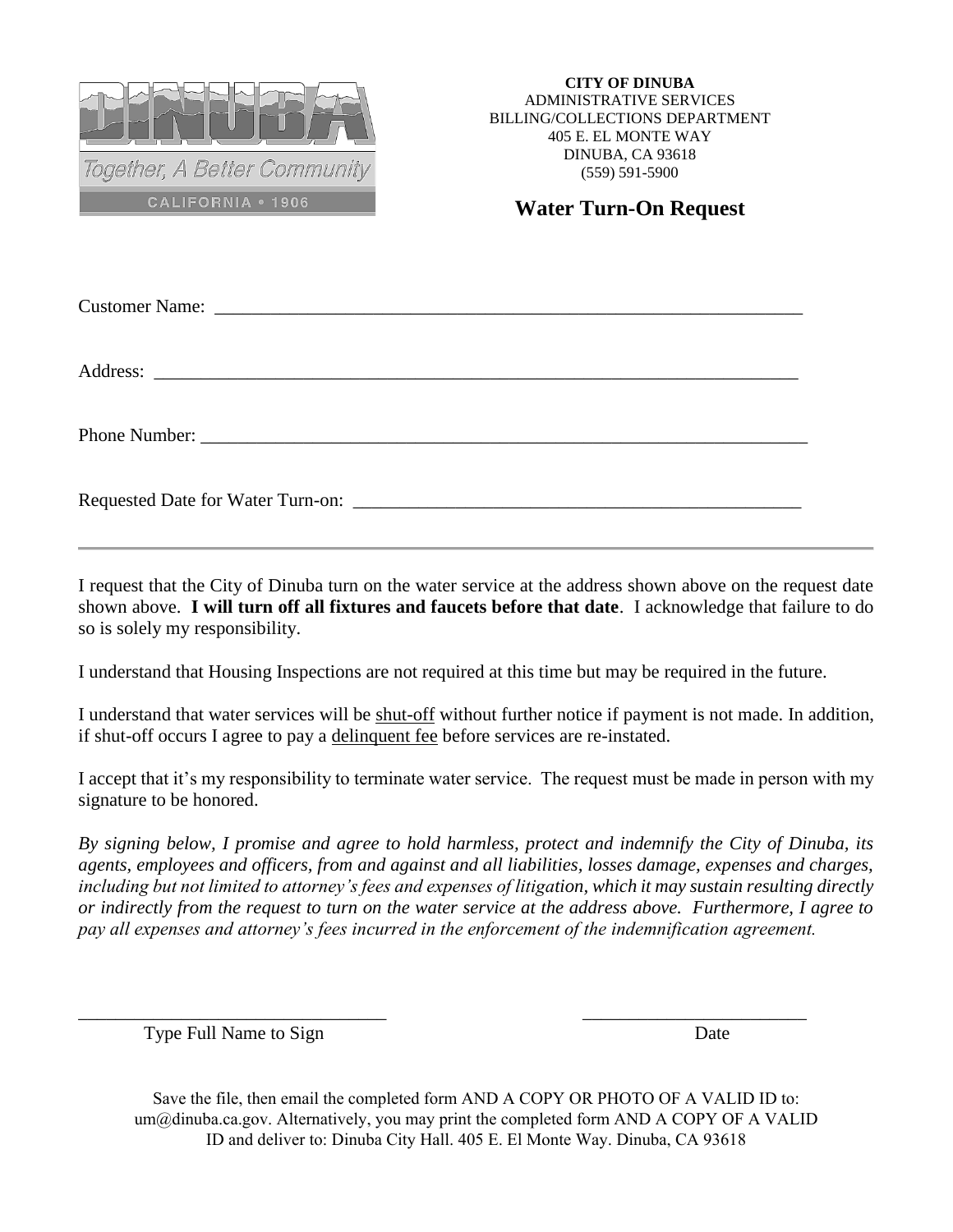**CITY OF DINUBA**
ADMINISTRATIVE SERVICES
BILLING/COLLECTIONS DEPARTMENT
405 E. EL MONTE WAY
DINUBA, CA 93618
(559) 591-5900

## Water Turn-On Request

Customer Name: ___________________________________________________________________

Address: ______________________________________________________________________

Phone Number: ___________________________________________________________________

Requested Date for Water Turn-on: _________________________________________________

---

I request that the City of Dinuba turn on the water service at the address shown above on the request date shown above. **I will turn off all fixtures and faucets before that date**. I acknowledge that failure to do so is solely my responsibility.

I understand that Housing Inspections are not required at this time but may be required in the future.

I understand that water services will be <u>shut-off</u> without further notice if payment is not made. In addition, if shut-off occurs I agree to pay a <u>delinquent fee</u> before services are re-instated.

I accept that it's my responsibility to terminate water service. The request must be made in person with my signature to be honored.

*By signing below, I promise and agree to hold harmless, protect and indemnify the City of Dinuba, its agents, employees and officers, from and against and all liabilities, losses damage, expenses and charges, including but not limited to attorney's fees and expenses of litigation, which it may sustain resulting directly or indirectly from the request to turn on the water service at the address above. Furthermore, I agree to pay all expenses and attorney's fees incurred in the enforcement of the indemnification agreement.*

__________________________________ ________________________

Type Full Name to Sign Date

Save the file, then email the completed form AND A COPY OR PHOTO OF A VALID ID to: um@dinuba.ca.gov. Alternatively, you may print the completed form AND A COPY OF A VALID ID and deliver to: Dinuba City Hall. 405 E. El Monte Way. Dinuba, CA 93618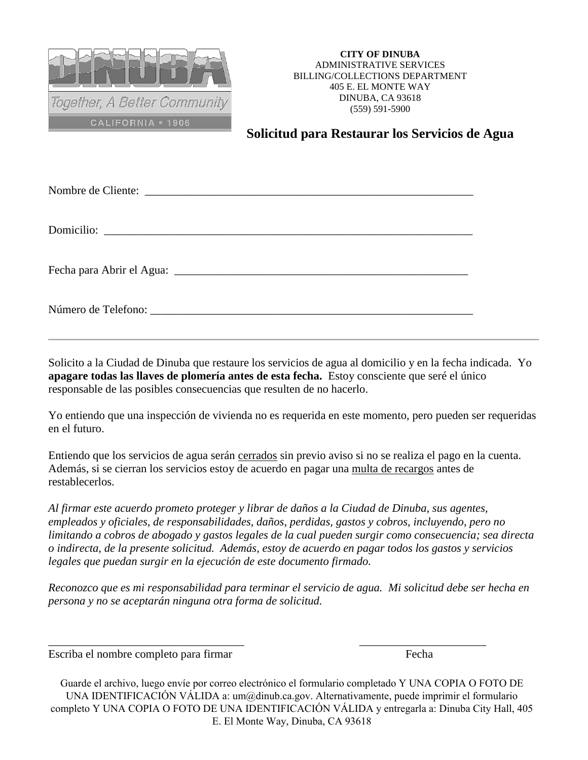DINUBA
Together, A Better Community
CALIFORNIA • 1906

**CITY OF DINUBA**
ADMINISTRATIVE SERVICES
BILLING/COLLECTIONS DEPARTMENT
405 E. EL MONTE WAY
DINUBA, CA 93618
(559) 591-5900

## Solicitud para Restaurar los Servicios de Agua

Nombre de Cliente: ___________________________________________________________

Domicilio: ___________________________________________________________________

Fecha para Abrir el Agua: ____________________________________________________

Número de Telefono: _________________________________________________________

---

Solicito a la Ciudad de Dinuba que restaure los servicios de agua al domicilio y en la fecha indicada. Yo **apagare todas las llaves de plomería antes de esta fecha.** Estoy consciente que seré el único responsable de las posibles consecuencias que resulten de no hacerlo.

Yo entiendo que una inspección de vivienda no es requerida en este momento, pero pueden ser requeridas en el futuro.

Entiendo que los servicios de agua serán <u>cerrados</u> sin previo aviso si no se realiza el pago en la cuenta. Además, si se cierran los servicios estoy de acuerdo en pagar una <u>multa de recargos</u> antes de restablecerlos.

*Al firmar este acuerdo prometo proteger y librar de daños a la Ciudad de Dinuba, sus agentes, empleados y oficiales, de responsabilidades, daños, perdidas, gastos y cobros, incluyendo, pero no limitando a cobros de abogado y gastos legales de la cual pueden surgir como consecuencia; sea directa o indirecta, de la presente solicitud. Además, estoy de acuerdo en pagar todos los gastos y servicios legales que puedan surgir en la ejecución de este documento firmado.*

*Reconozco que es mi responsabilidad para terminar el servicio de agua. Mi solicitud debe ser hecha en persona y no se aceptarán ninguna otra forma de solicitud.*

_________________________________ &nbsp;&nbsp;&nbsp;&nbsp;&nbsp;&nbsp;&nbsp;&nbsp; ______________________
Escriba el nombre completo para firmar &nbsp;&nbsp;&nbsp;&nbsp;&nbsp;&nbsp;&nbsp;&nbsp; Fecha

Guarde el archivo, luego envíe por correo electrónico el formulario completado Y UNA COPIA O FOTO DE UNA IDENTIFICACIÓN VÁLIDA a: um@dinub.ca.gov. Alternativamente, puede imprimir el formulario completo Y UNA COPIA O FOTO DE UNA IDENTIFICACIÓN VÁLIDA y entregarla a: Dinuba City Hall, 405 E. El Monte Way, Dinuba, CA 93618